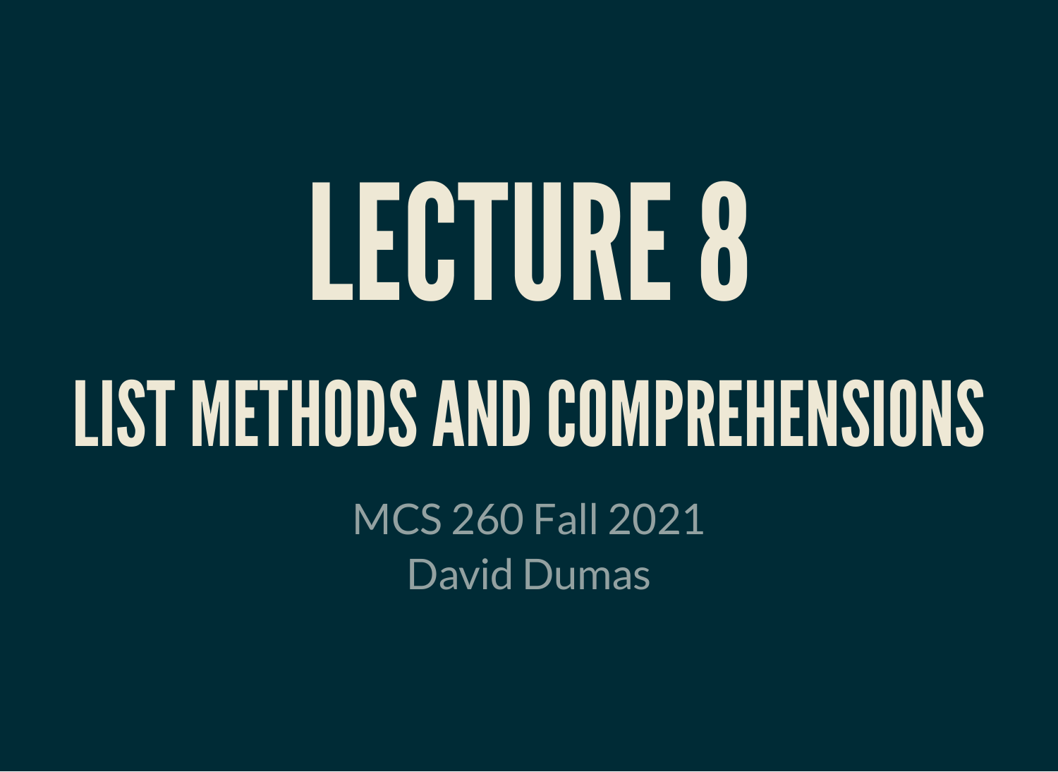# LECTURE 8

## LIST METHODS AND COMPREHENSIONS

MCS 260 Fall 2021

David Dumas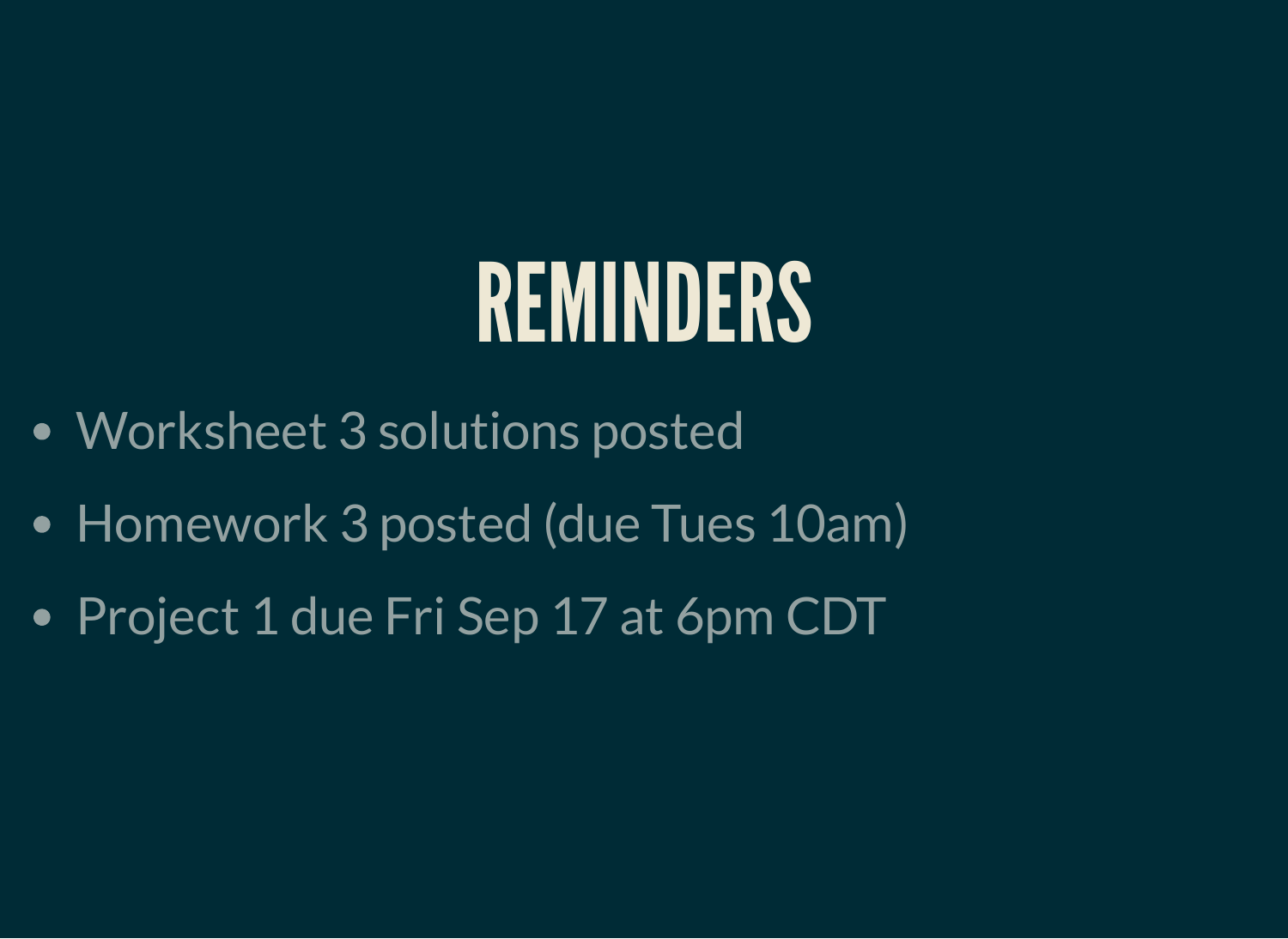# REMINDERS

- Worksheet 3 solutions posted
- Homework 3 posted (due Tues 10am)
- Project 1 due Fri Sep 17 at 6pm CDT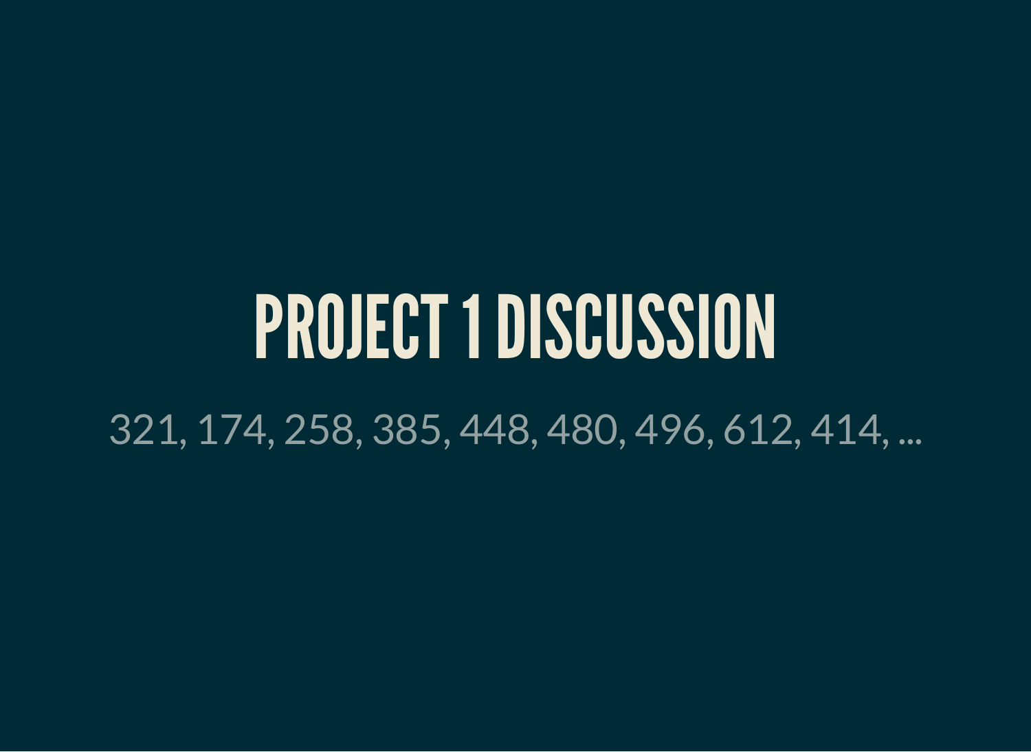# PROJECT 1 DISCUSSION

321, 174, 258, 385, 448, 480, 496, 612, 414, ...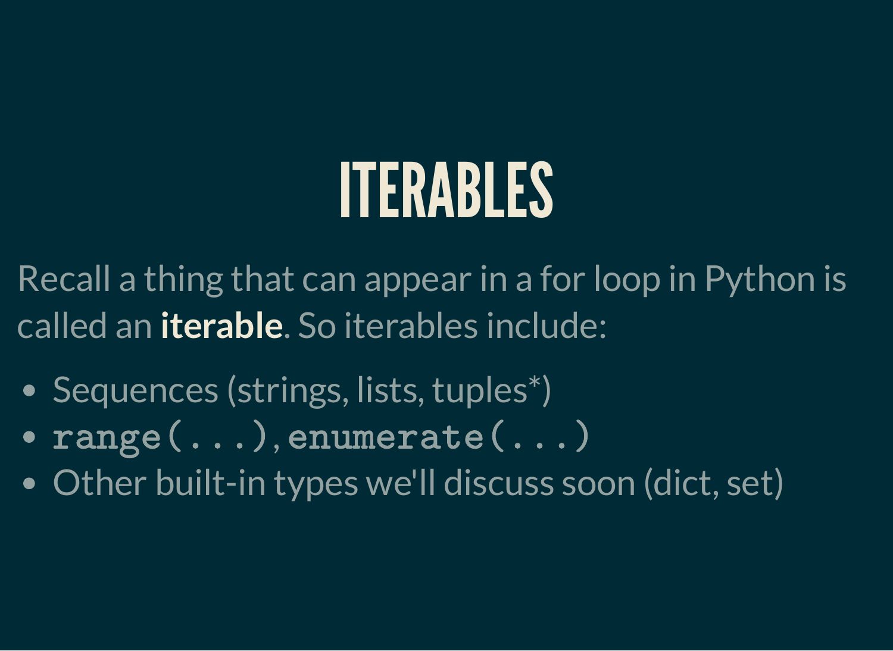# ITERABLES

Recall a thing that can appear in a for loop in Python is called an **iterable**. So iterables include:

- Sequences (strings, lists, tuples*)
- `range(...)`, `enumerate(...)`
- Other built-in types we'll discuss soon (dict, set)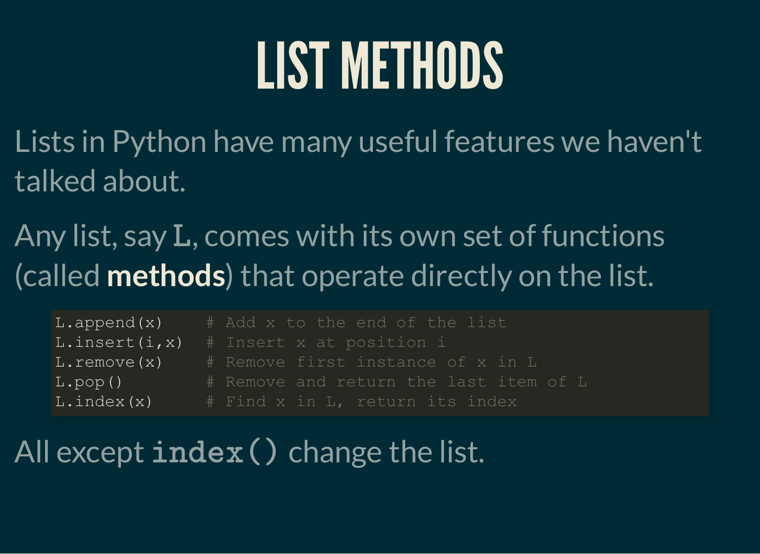# LIST METHODS

Lists in Python have many useful features we haven't talked about.

Any list, say `L`, comes with its own set of functions (called **methods**) that operate directly on the list.

```
L.append(x)     # Add x to the end of the list
L.insert(i,x)   # Insert x at position i
L.remove(x)     # Remove first instance of x in L
L.pop()         # Remove and return the last item of L
L.index(x)      # Find x in L, return its index
```

All except **`index()`** change the list.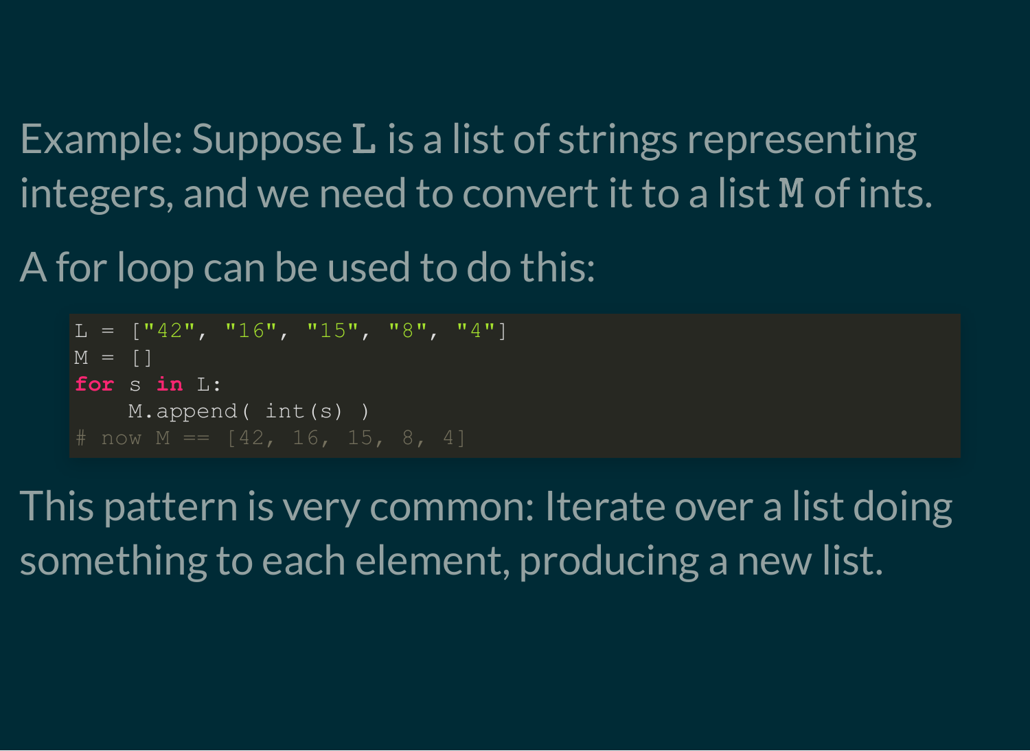Example: Suppose `L` is a list of strings representing integers, and we need to convert it to a list `M` of ints.

A for loop can be used to do this:

```
L = ["42", "16", "15", "8", "4"]
M = []
for s in L:
    M.append( int(s) )
# now M == [42, 16, 15, 8, 4]
```

This pattern is very common: Iterate over a list doing something to each element, producing a new list.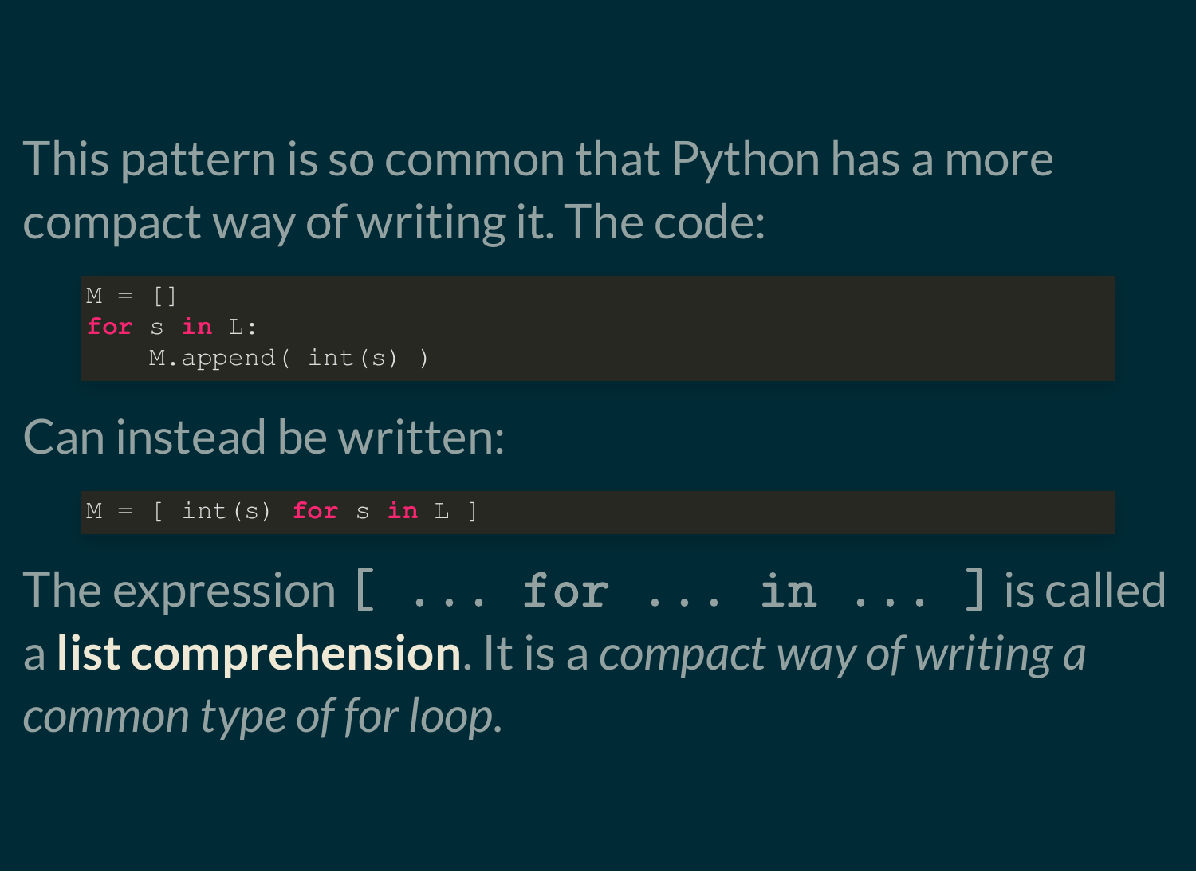This pattern is so common that Python has a more compact way of writing it. The code:

```
M = []
for s in L:
    M.append( int(s) )
```

Can instead be written:

```
M = [ int(s) for s in L ]
```

The expression `[ ... for ... in ... ]` is called a **list comprehension**. It is a *compact way of writing a common type of for loop.*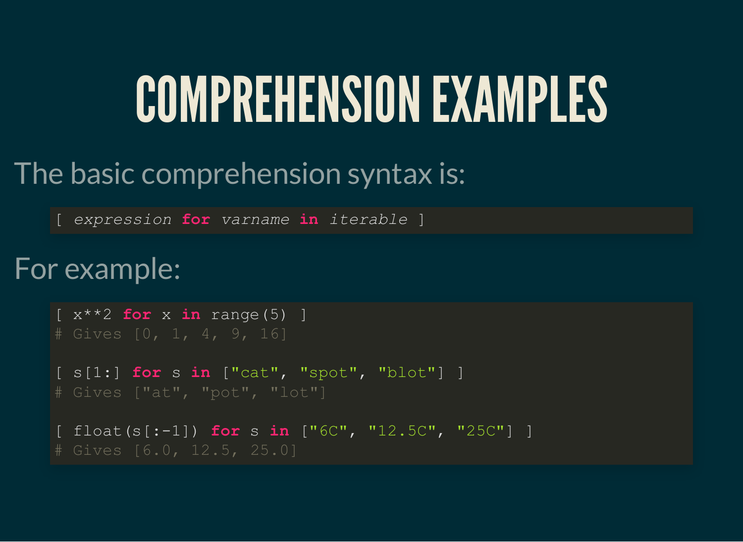# COMPREHENSION EXAMPLES

The basic comprehension syntax is:

```
[ expression for varname in iterable ]
```

For example:

```
[ x**2 for x in range(5) ]
# Gives [0, 1, 4, 9, 16]

[ s[1:] for s in ["cat", "spot", "blot"] ]
# Gives ["at", "pot", "lot"]

[ float(s[:-1]) for s in ["6C", "12.5C", "25C"] ]
# Gives [6.0, 12.5, 25.0]
```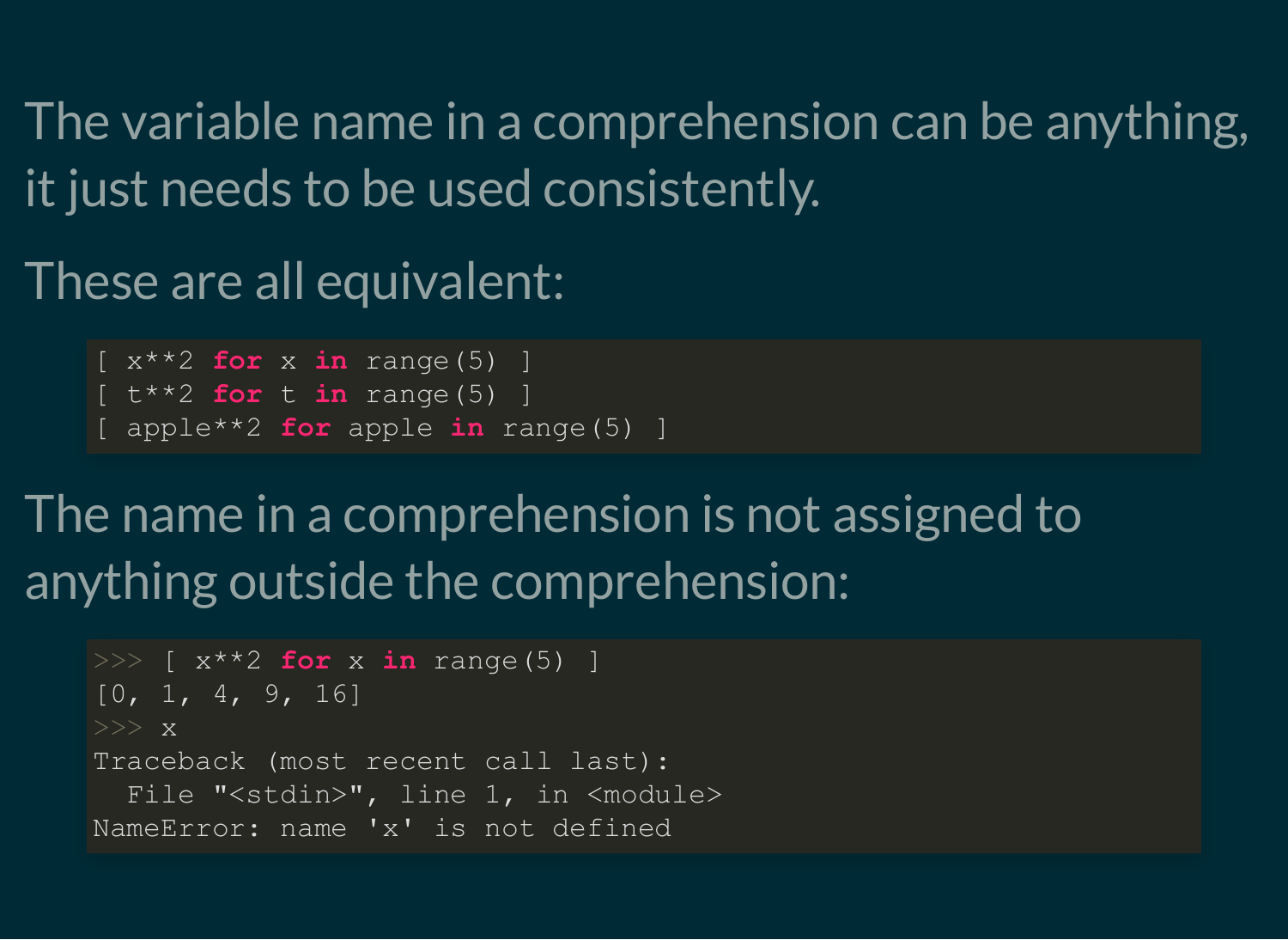The variable name in a comprehension can be anything, it just needs to be used consistently.

These are all equivalent:

```
[ x**2 for x in range(5) ]
[ t**2 for t in range(5) ]
[ apple**2 for apple in range(5) ]
```

The name in a comprehension is not assigned to anything outside the comprehension:

```
>>> [ x**2 for x in range(5) ]
[0, 1, 4, 9, 16]
>>> x
Traceback (most recent call last):
  File "<stdin>", line 1, in <module>
NameError: name 'x' is not defined
```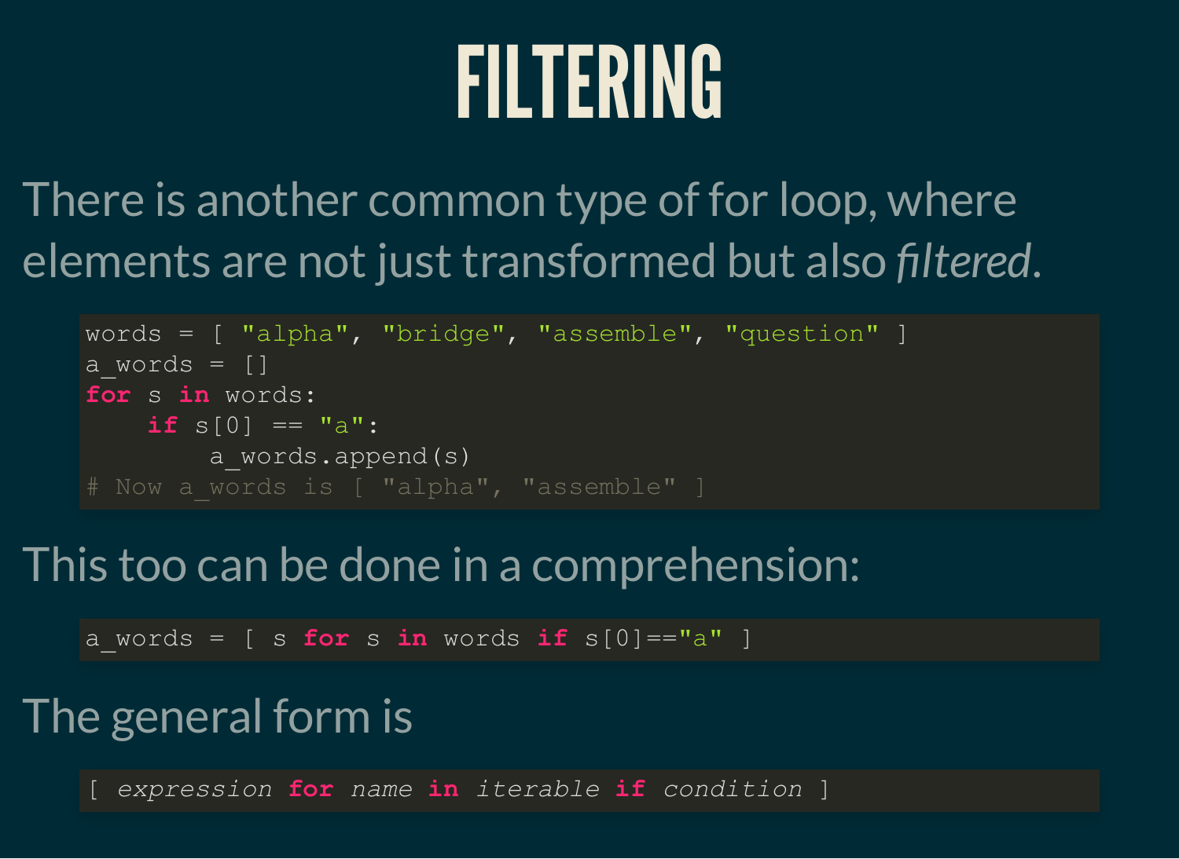# FILTERING

There is another common type of for loop, where elements are not just transformed but also *filtered*.

```
words = [ "alpha", "bridge", "assemble", "question" ]
a_words = []
for s in words:
    if s[0] == "a":
        a_words.append(s)
# Now a_words is [ "alpha", "assemble" ]
```

This too can be done in a comprehension:

```
a_words = [ s for s in words if s[0]=="a" ]
```

The general form is

```
[ expression for name in iterable if condition ]
```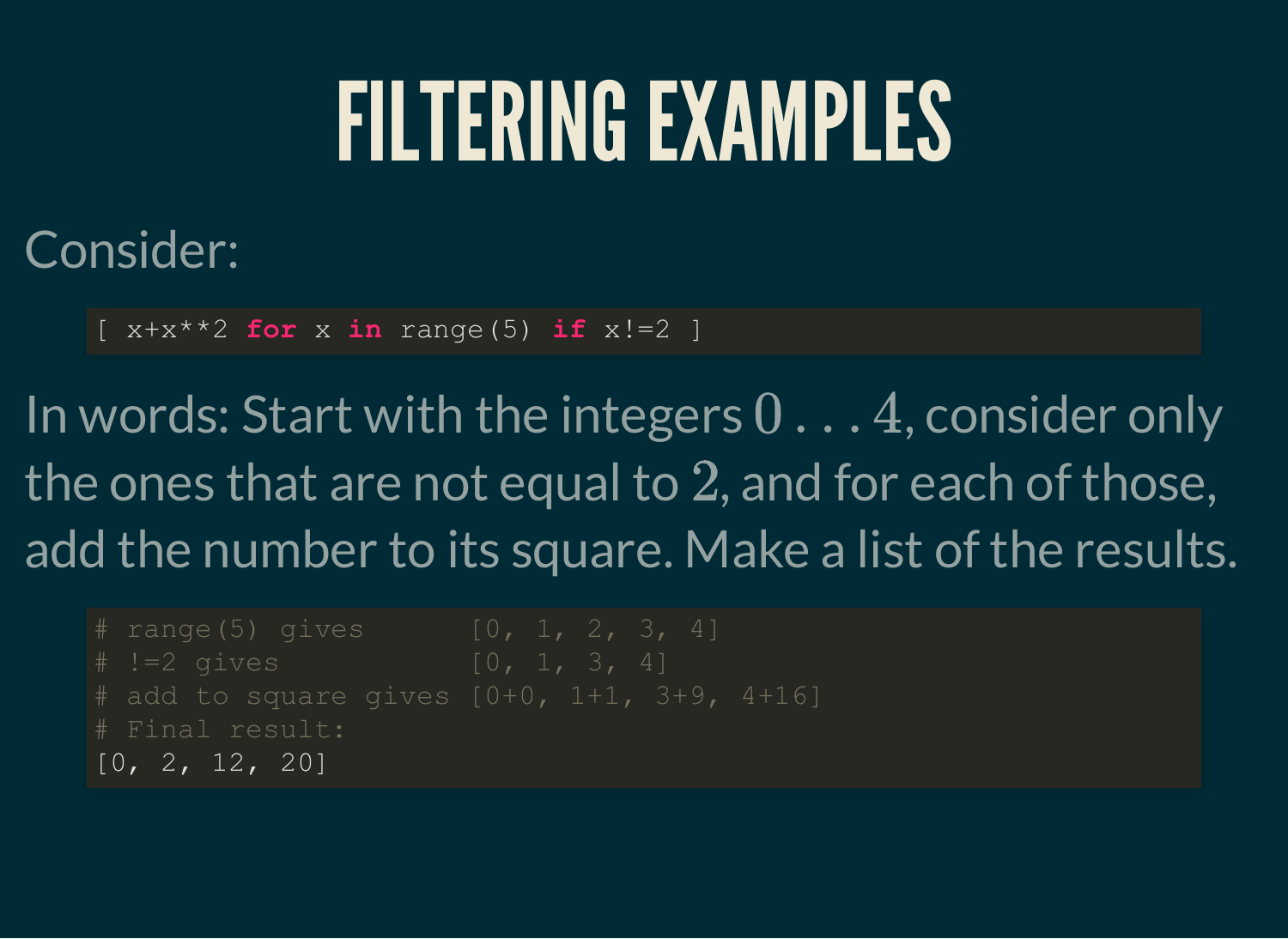# FILTERING EXAMPLES

Consider:

```
[ x+x**2 for x in range(5) if x!=2 ]
```

In words: Start with the integers $0 \ldots 4$, consider only the ones that are not equal to $2$, and for each of those, add the number to its square. Make a list of the results.

```
# range(5) gives        [0, 1, 2, 3, 4]
# !=2 gives             [0, 1, 3, 4]
# add to square gives [0+0, 1+1, 3+9, 4+16]
# Final result:
[0, 2, 12, 20]
```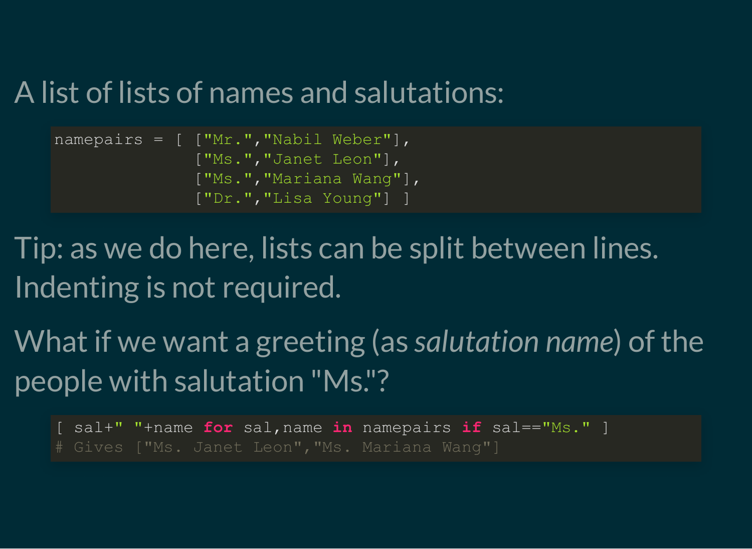A list of lists of names and salutations:

```
namepairs = [ ["Mr.","Nabil Weber"],
              ["Ms.","Janet Leon"],
              ["Ms.","Mariana Wang"],
              ["Dr.","Lisa Young"] ]
```

Tip: as we do here, lists can be split between lines. Indenting is not required.

What if we want a greeting (as *salutation name*) of the people with salutation "Ms."?

```
[ sal+" "+name for sal,name in namepairs if sal=="Ms." ]
# Gives ["Ms. Janet Leon","Ms. Mariana Wang"]
```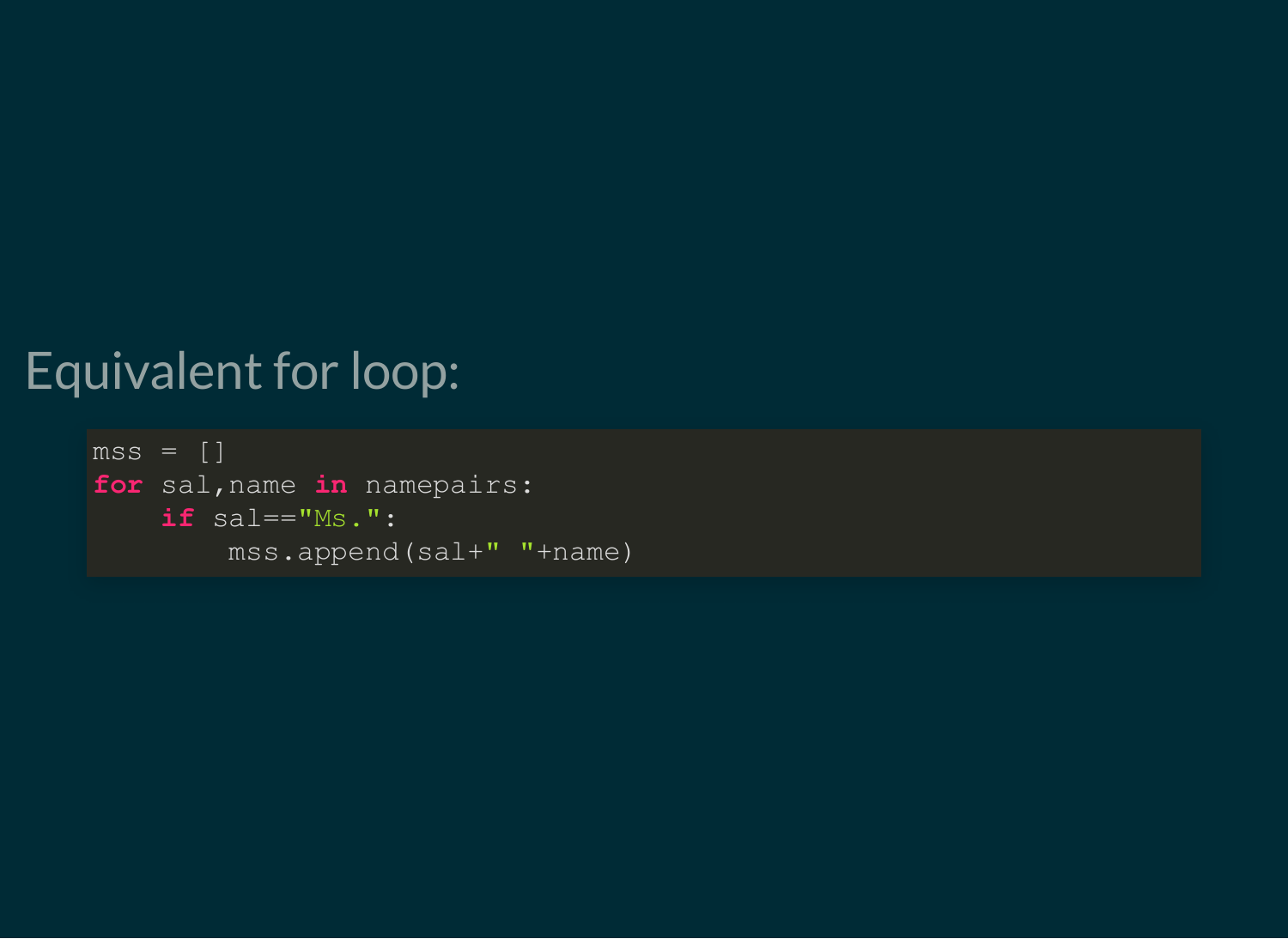## Equivalent for loop:

```python
mss = []
for sal,name in namepairs:
    if sal=="Ms.":
        mss.append(sal+" "+name)
```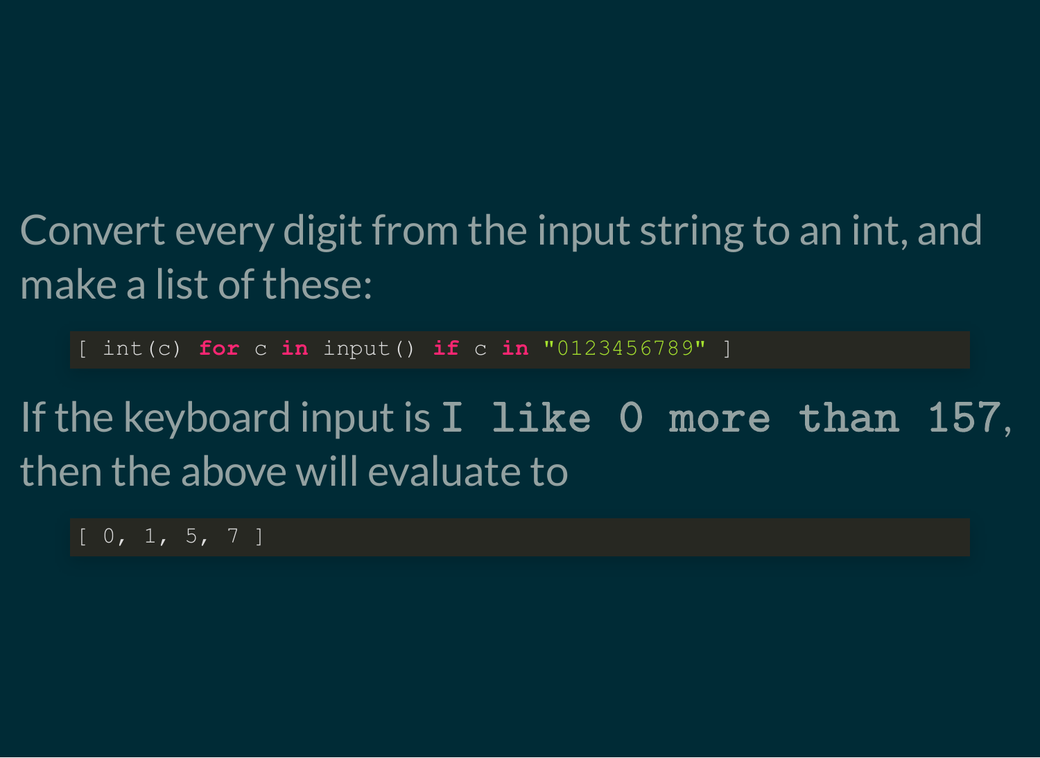Convert every digit from the input string to an int, and make a list of these:

```
[ int(c) for c in input() if c in "0123456789" ]
```

If the keyboard input is `I like 0 more than 157`, then the above will evaluate to

```
[ 0, 1, 5, 7 ]
```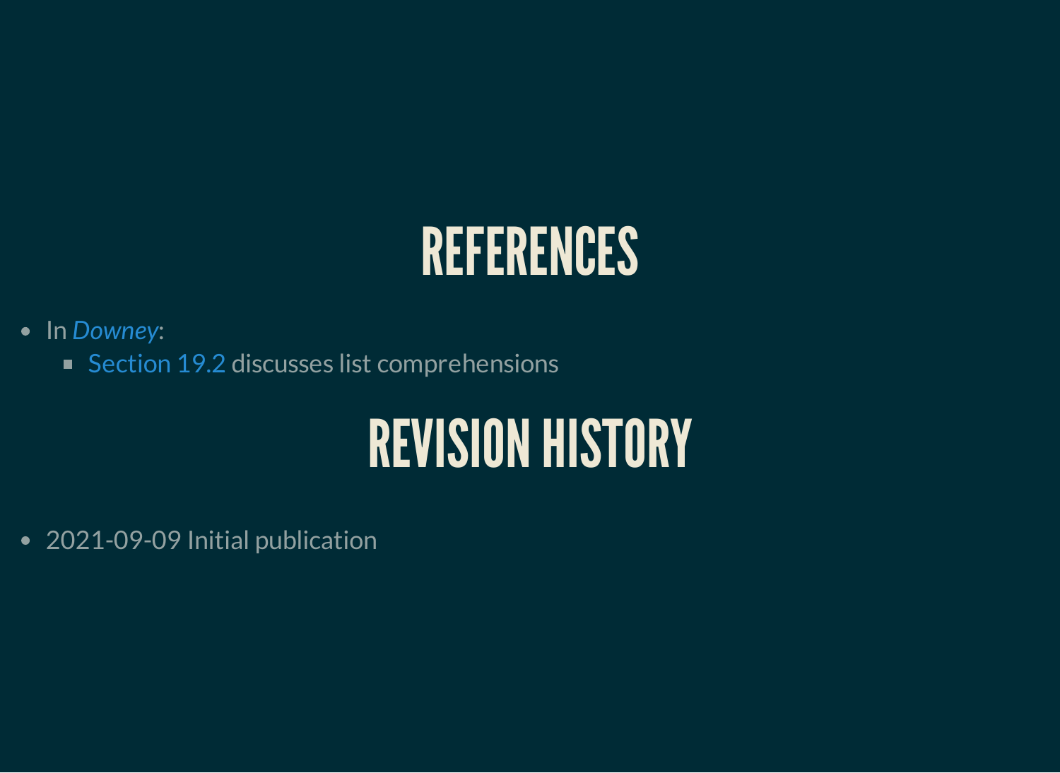# REFERENCES

- In *Downey*:
  - Section 19.2 discusses list comprehensions

# REVISION HISTORY

- 2021-09-09 Initial publication